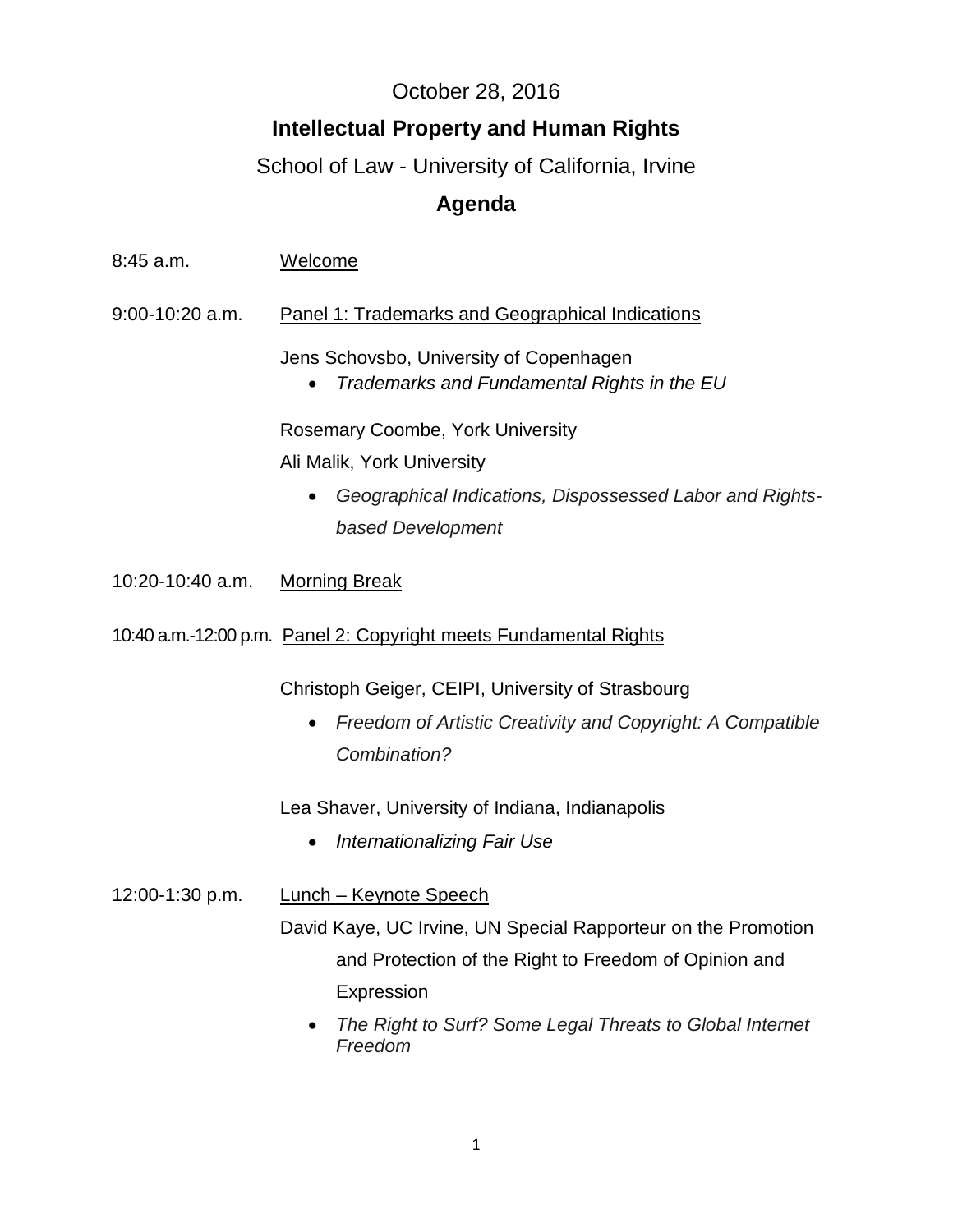October 28, 2016

# Intellectual Property and Human Rights

School of Law - University of California, Irvine

## Agenda

8:45 a.m. Welcome

9:00-10:20 a.m. Panel 1: Trademarks and Geographical Indications

Jens Schovsbo, University of Copenhagen

- *Trademarks and Fundamental Rights in the EU*

Rosemary Coombe, York University

Ali Malik, York University

- *Geographical Indications, Dispossessed Labor and Rights-based Development*

10:20-10:40 a.m. Morning Break

10:40 a.m.-12:00 p.m. Panel 2: Copyright meets Fundamental Rights

Christoph Geiger, CEIPI, University of Strasbourg

- *Freedom of Artistic Creativity and Copyright: A Compatible Combination?*

Lea Shaver, University of Indiana, Indianapolis

- *Internationalizing Fair Use*

12:00-1:30 p.m. Lunch – Keynote Speech

David Kaye, UC Irvine, UN Special Rapporteur on the Promotion and Protection of the Right to Freedom of Opinion and Expression

- *The Right to Surf? Some Legal Threats to Global Internet Freedom*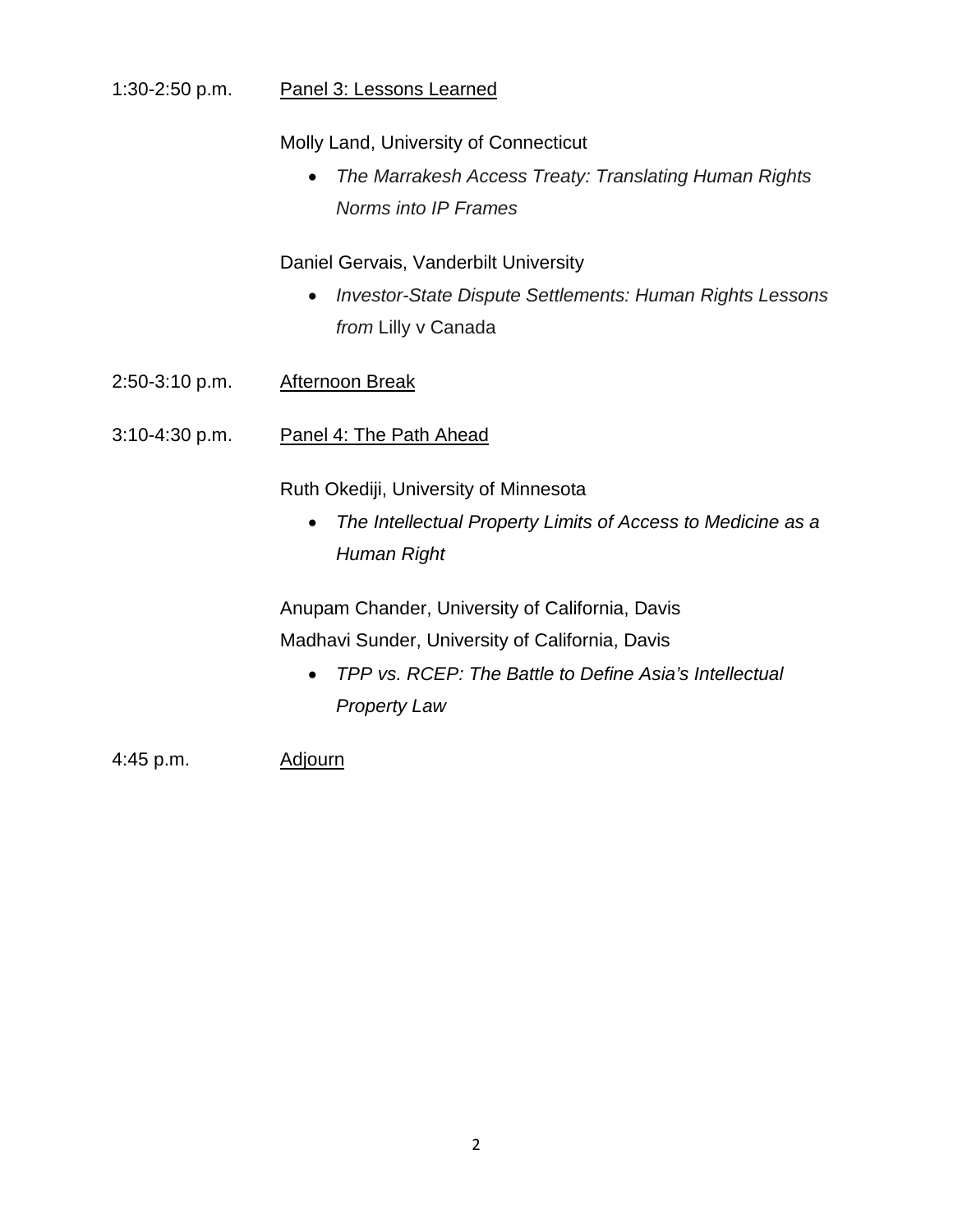1:30-2:50 p.m. Panel 3: Lessons Learned

Molly Land, University of Connecticut

- *The Marrakesh Access Treaty: Translating Human Rights Norms into IP Frames*

Daniel Gervais, Vanderbilt University

- *Investor-State Dispute Settlements: Human Rights Lessons from* Lilly v Canada

2:50-3:10 p.m. Afternoon Break

3:10-4:30 p.m. Panel 4: The Path Ahead

Ruth Okediji, University of Minnesota

- *The Intellectual Property Limits of Access to Medicine as a Human Right*

Anupam Chander, University of California, Davis
Madhavi Sunder, University of California, Davis

- *TPP vs. RCEP: The Battle to Define Asia's Intellectual Property Law*

4:45 p.m. Adjourn